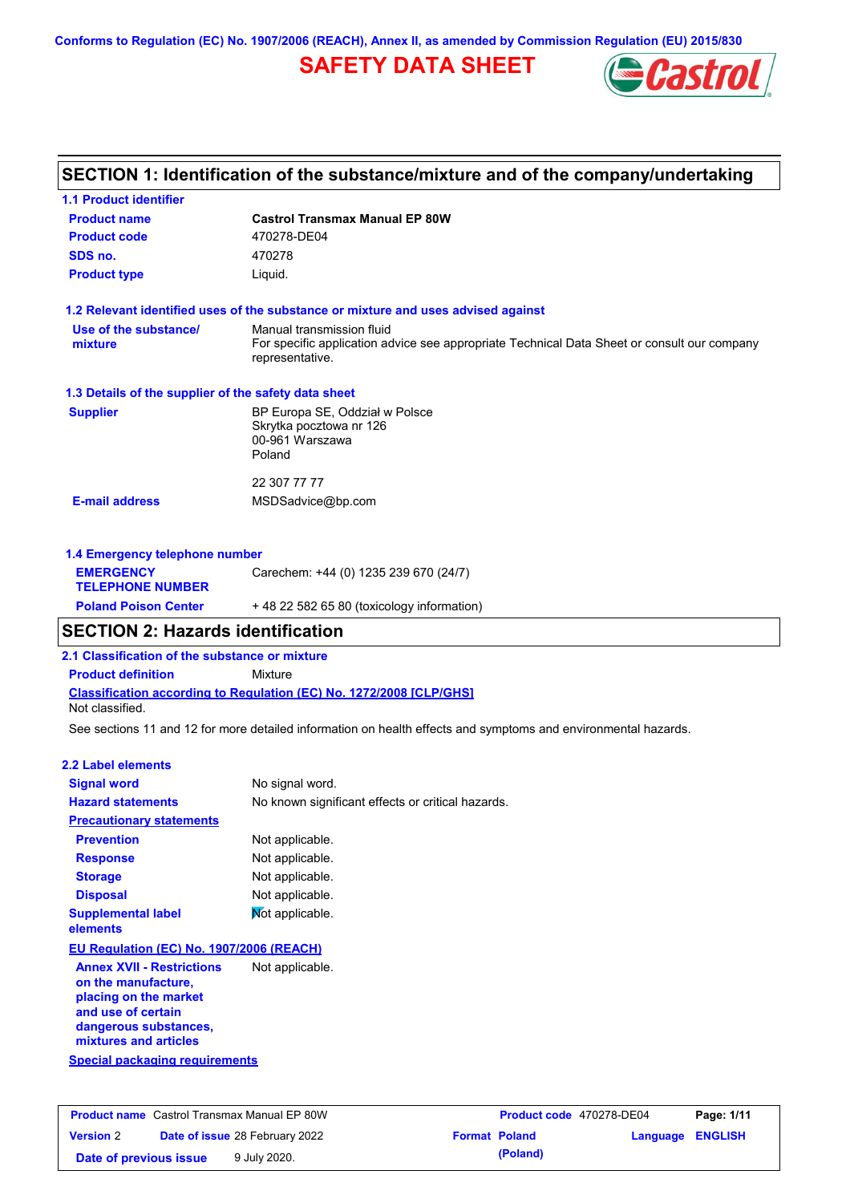Conforms to Regulation (EC) No. 1907/2006 (REACH), Annex II, as amended by Commission Regulation (EU) 2015/830

# SAFETY DATA SHEET

## SECTION 1: Identification of the substance/mixture and of the company/undertaking

### 1.1 Product identifier

| | |
|---|---|
| **Product name** | **Castrol Transmax Manual EP 80W** |
| **Product code** | 470278-DE04 |
| **SDS no.** | 470278 |
| **Product type** | Liquid. |

### 1.2 Relevant identified uses of the substance or mixture and uses advised against

| | |
|---|---|
| **Use of the substance/ mixture** | Manual transmission fluid<br>For specific application advice see appropriate Technical Data Sheet or consult our company representative. |

### 1.3 Details of the supplier of the safety data sheet

| | |
|---|---|
| **Supplier** | BP Europa SE, Oddział w Polsce<br>Skrytka pocztowa nr 126<br>00-961 Warszawa<br>Poland<br><br>22 307 77 77 |
| **E-mail address** | MSDSadvice@bp.com |

### 1.4 Emergency telephone number

| | |
|---|---|
| **EMERGENCY TELEPHONE NUMBER** | Carechem: +44 (0) 1235 239 670 (24/7) |
| **Poland Poison Center** | + 48 22 582 65 80 (toxicology information) |

## SECTION 2: Hazards identification

### 2.1 Classification of the substance or mixture

**Product definition** Mixture

**Classification according to Regulation (EC) No. 1272/2008 [CLP/GHS]**

Not classified.

See sections 11 and 12 for more detailed information on health effects and symptoms and environmental hazards.

### 2.2 Label elements

| | |
|---|---|
| **Signal word** | No signal word. |
| **Hazard statements** | No known significant effects or critical hazards. |
| **Precautionary statements** | |
| **Prevention** | Not applicable. |
| **Response** | Not applicable. |
| **Storage** | Not applicable. |
| **Disposal** | Not applicable. |
| **Supplemental label elements** | Not applicable. |

**EU Regulation (EC) No. 1907/2006 (REACH)**

| | |
|---|---|
| **Annex XVII - Restrictions on the manufacture, placing on the market and use of certain dangerous substances, mixtures and articles** | Not applicable. |

**Special packaging requirements**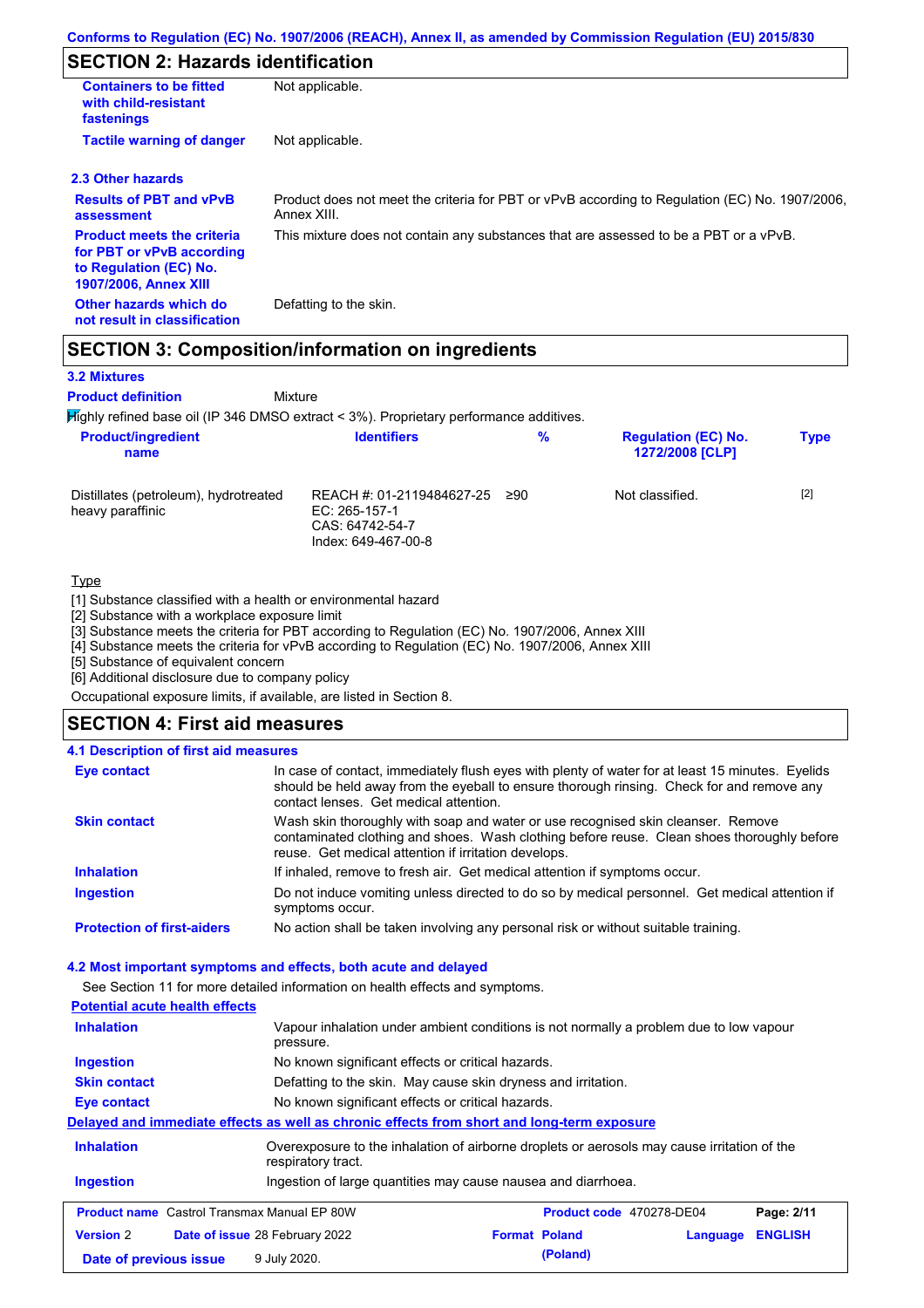Conforms to Regulation (EC) No. 1907/2006 (REACH), Annex II, as amended by Commission Regulation (EU) 2015/830

## SECTION 2: Hazards identification

| | |
|---|---|
| **Containers to be fitted with child-resistant fastenings** | Not applicable. |
| **Tactile warning of danger** | Not applicable. |

### 2.3 Other hazards

| | |
|---|---|
| **Results of PBT and vPvB assessment** | Product does not meet the criteria for PBT or vPvB according to Regulation (EC) No. 1907/2006, Annex XIII. |
| **Product meets the criteria for PBT or vPvB according to Regulation (EC) No. 1907/2006, Annex XIII** | This mixture does not contain any substances that are assessed to be a PBT or a vPvB. |
| **Other hazards which do not result in classification** | Defatting to the skin. |

## SECTION 3: Composition/information on ingredients

### 3.2 Mixtures

**Product definition** Mixture

Highly refined base oil (IP 346 DMSO extract < 3%). Proprietary performance additives.

| Product/ingredient name | Identifiers | % | Regulation (EC) No. 1272/2008 [CLP] | Type |
|---|---|---|---|---|
| Distillates (petroleum), hydrotreated heavy paraffinic | REACH #: 01-2119484627-25<br>EC: 265-157-1<br>CAS: 64742-54-7<br>Index: 649-467-00-8 | ≥90 | Not classified. | [2] |

Type

[1] Substance classified with a health or environmental hazard
[2] Substance with a workplace exposure limit
[3] Substance meets the criteria for PBT according to Regulation (EC) No. 1907/2006, Annex XIII
[4] Substance meets the criteria for vPvB according to Regulation (EC) No. 1907/2006, Annex XIII
[5] Substance of equivalent concern
[6] Additional disclosure due to company policy

Occupational exposure limits, if available, are listed in Section 8.

## SECTION 4: First aid measures

### 4.1 Description of first aid measures

| | |
|---|---|
| **Eye contact** | In case of contact, immediately flush eyes with plenty of water for at least 15 minutes. Eyelids should be held away from the eyeball to ensure thorough rinsing. Check for and remove any contact lenses. Get medical attention. |
| **Skin contact** | Wash skin thoroughly with soap and water or use recognised skin cleanser. Remove contaminated clothing and shoes. Wash clothing before reuse. Clean shoes thoroughly before reuse. Get medical attention if irritation develops. |
| **Inhalation** | If inhaled, remove to fresh air. Get medical attention if symptoms occur. |
| **Ingestion** | Do not induce vomiting unless directed to do so by medical personnel. Get medical attention if symptoms occur. |
| **Protection of first-aiders** | No action shall be taken involving any personal risk or without suitable training. |

### 4.2 Most important symptoms and effects, both acute and delayed

See Section 11 for more detailed information on health effects and symptoms.

**Potential acute health effects**

| | |
|---|---|
| **Inhalation** | Vapour inhalation under ambient conditions is not normally a problem due to low vapour pressure. |
| **Ingestion** | No known significant effects or critical hazards. |
| **Skin contact** | Defatting to the skin. May cause skin dryness and irritation. |
| **Eye contact** | No known significant effects or critical hazards. |

**Delayed and immediate effects as well as chronic effects from short and long-term exposure**

| | |
|---|---|
| **Inhalation** | Overexposure to the inhalation of airborne droplets or aerosols may cause irritation of the respiratory tract. |
| **Ingestion** | Ingestion of large quantities may cause nausea and diarrhoea. |

| | | | |
|---|---|---|---|
| **Product name** Castrol Transmax Manual EP 80W | | **Product code** 470278-DE04 | **Page: 2/11** |
| **Version** 2 | **Date of issue** 28 February 2022 | **Format** Poland (Poland) | **Language** ENGLISH |
| **Date of previous issue** | 9 July 2020. | | |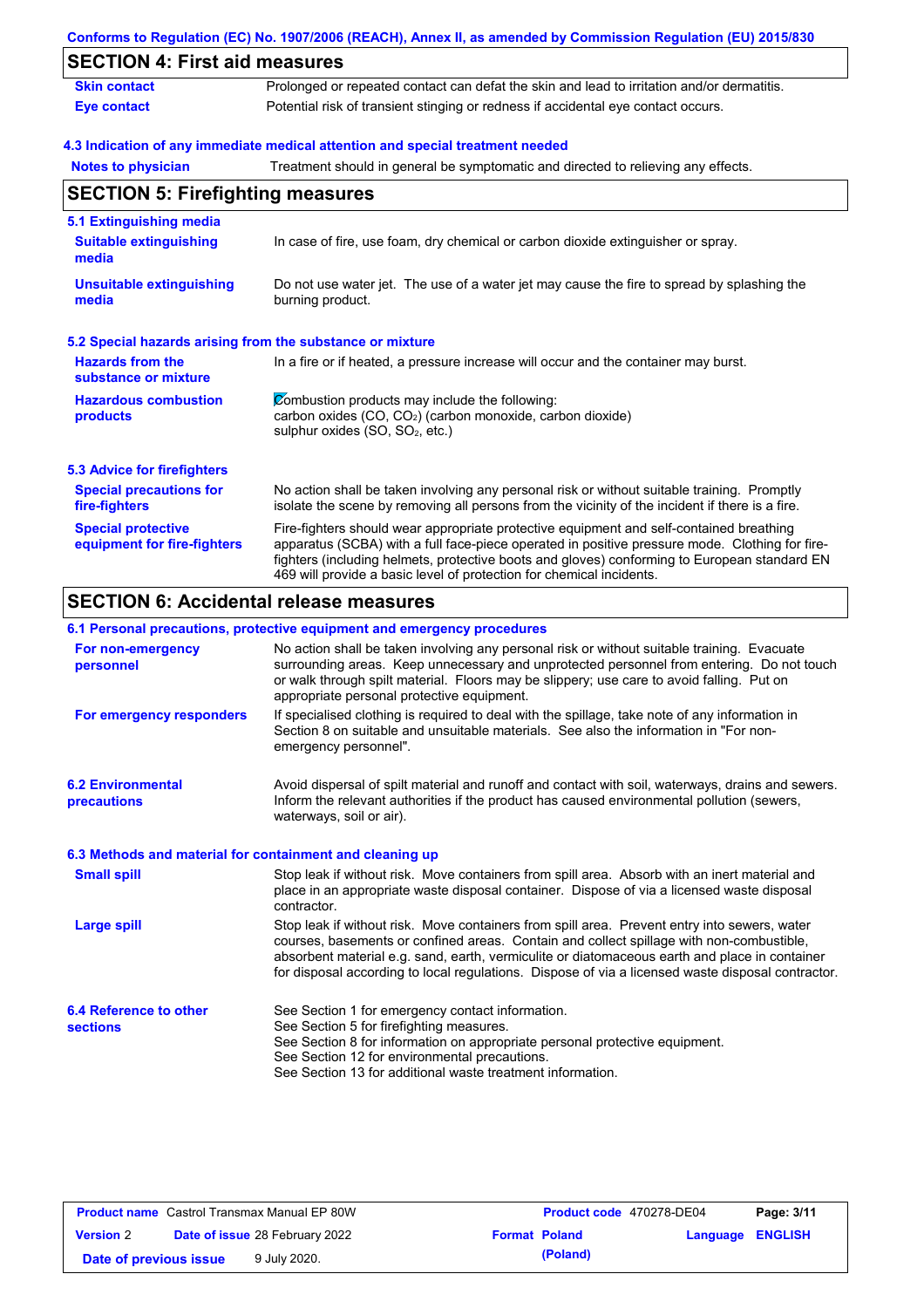## SECTION 4: First aid measures

| | |
|---|---|
| **Skin contact** | Prolonged or repeated contact can defat the skin and lead to irritation and/or dermatitis. |
| **Eye contact** | Potential risk of transient stinging or redness if accidental eye contact occurs. |

### 4.3 Indication of any immediate medical attention and special treatment needed

| | |
|---|---|
| **Notes to physician** | Treatment should in general be symptomatic and directed to relieving any effects. |

## SECTION 5: Firefighting measures

### 5.1 Extinguishing media

| | |
|---|---|
| **Suitable extinguishing media** | In case of fire, use foam, dry chemical or carbon dioxide extinguisher or spray. |
| **Unsuitable extinguishing media** | Do not use water jet. The use of a water jet may cause the fire to spread by splashing the burning product. |

### 5.2 Special hazards arising from the substance or mixture

| | |
|---|---|
| **Hazards from the substance or mixture** | In a fire or if heated, a pressure increase will occur and the container may burst. |
| **Hazardous combustion products** | Combustion products may include the following: carbon oxides (CO, $CO_2$) (carbon monoxide, carbon dioxide) sulphur oxides (SO, $SO_2$, etc.) |

### 5.3 Advice for firefighters

| | |
|---|---|
| **Special precautions for fire-fighters** | No action shall be taken involving any personal risk or without suitable training. Promptly isolate the scene by removing all persons from the vicinity of the incident if there is a fire. |
| **Special protective equipment for fire-fighters** | Fire-fighters should wear appropriate protective equipment and self-contained breathing apparatus (SCBA) with a full face-piece operated in positive pressure mode. Clothing for fire-fighters (including helmets, protective boots and gloves) conforming to European standard EN 469 will provide a basic level of protection for chemical incidents. |

## SECTION 6: Accidental release measures

### 6.1 Personal precautions, protective equipment and emergency procedures

| | |
|---|---|
| **For non-emergency personnel** | No action shall be taken involving any personal risk or without suitable training. Evacuate surrounding areas. Keep unnecessary and unprotected personnel from entering. Do not touch or walk through spilt material. Floors may be slippery; use care to avoid falling. Put on appropriate personal protective equipment. |
| **For emergency responders** | If specialised clothing is required to deal with the spillage, take note of any information in Section 8 on suitable and unsuitable materials. See also the information in "For non-emergency personnel". |

| | |
|---|---|
| **6.2 Environmental precautions** | Avoid dispersal of spilt material and runoff and contact with soil, waterways, drains and sewers. Inform the relevant authorities if the product has caused environmental pollution (sewers, waterways, soil or air). |

### 6.3 Methods and material for containment and cleaning up

| | |
|---|---|
| **Small spill** | Stop leak if without risk. Move containers from spill area. Absorb with an inert material and place in an appropriate waste disposal container. Dispose of via a licensed waste disposal contractor. |
| **Large spill** | Stop leak if without risk. Move containers from spill area. Prevent entry into sewers, water courses, basements or confined areas. Contain and collect spillage with non-combustible, absorbent material e.g. sand, earth, vermiculite or diatomaceous earth and place in container for disposal according to local regulations. Dispose of via a licensed waste disposal contractor. |

| | |
|---|---|
| **6.4 Reference to other sections** | See Section 1 for emergency contact information.<br>See Section 5 for firefighting measures.<br>See Section 8 for information on appropriate personal protective equipment.<br>See Section 12 for environmental precautions.<br>See Section 13 for additional waste treatment information. |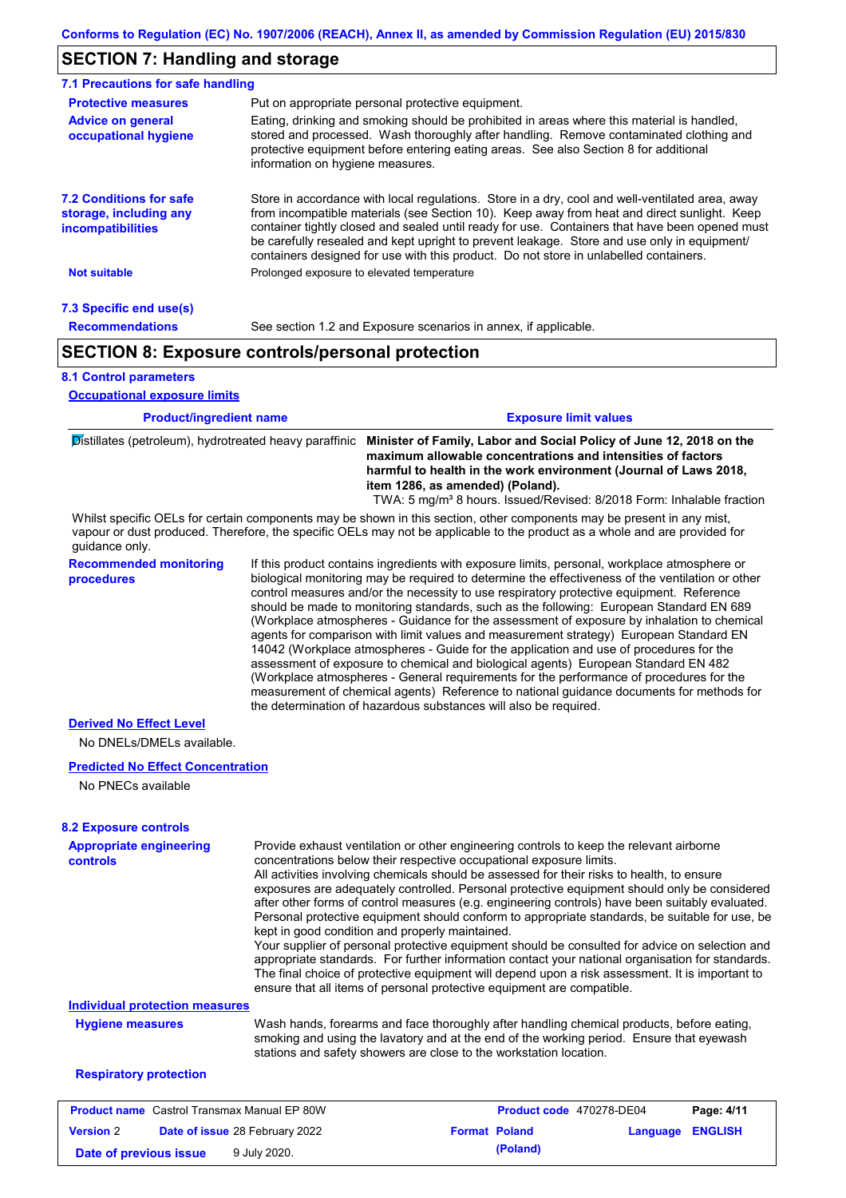## SECTION 7: Handling and storage

### 7.1 Precautions for safe handling

**Protective measures**
Put on appropriate personal protective equipment.

**Advice on general occupational hygiene**
Eating, drinking and smoking should be prohibited in areas where this material is handled, stored and processed. Wash thoroughly after handling. Remove contaminated clothing and protective equipment before entering eating areas. See also Section 8 for additional information on hygiene measures.

### 7.2 Conditions for safe storage, including any incompatibilities

Store in accordance with local regulations. Store in a dry, cool and well-ventilated area, away from incompatible materials (see Section 10). Keep away from heat and direct sunlight. Keep container tightly closed and sealed until ready for use. Containers that have been opened must be carefully resealed and kept upright to prevent leakage. Store and use only in equipment/ containers designed for use with this product. Do not store in unlabelled containers.

**Not suitable**
Prolonged exposure to elevated temperature

### 7.3 Specific end use(s)

**Recommendations**
See section 1.2 and Exposure scenarios in annex, if applicable.

## SECTION 8: Exposure controls/personal protection

### 8.1 Control parameters

**Occupational exposure limits**

| Product/ingredient name | Exposure limit values |
|---|---|
| Distillates (petroleum), hydrotreated heavy paraffinic | **Minister of Family, Labor and Social Policy of June 12, 2018 on the maximum allowable concentrations and intensities of factors harmful to health in the work environment (Journal of Laws 2018, item 1286, as amended) (Poland).** TWA: 5 mg/m³ 8 hours. Issued/Revised: 8/2018 Form: Inhalable fraction |

Whilst specific OELs for certain components may be shown in this section, other components may be present in any mist, vapour or dust produced. Therefore, the specific OELs may not be applicable to the product as a whole and are provided for guidance only.

**Recommended monitoring procedures**
If this product contains ingredients with exposure limits, personal, workplace atmosphere or biological monitoring may be required to determine the effectiveness of the ventilation or other control measures and/or the necessity to use respiratory protective equipment. Reference should be made to monitoring standards, such as the following: European Standard EN 689 (Workplace atmospheres - Guidance for the assessment of exposure by inhalation to chemical agents for comparison with limit values and measurement strategy) European Standard EN 14042 (Workplace atmospheres - Guide for the application and use of procedures for the assessment of exposure to chemical and biological agents) European Standard EN 482 (Workplace atmospheres - General requirements for the performance of procedures for the measurement of chemical agents) Reference to national guidance documents for methods for the determination of hazardous substances will also be required.

**Derived No Effect Level**

No DNELs/DMELs available.

**Predicted No Effect Concentration**

No PNECs available

### 8.2 Exposure controls

**Appropriate engineering controls**
Provide exhaust ventilation or other engineering controls to keep the relevant airborne concentrations below their respective occupational exposure limits.
All activities involving chemicals should be assessed for their risks to health, to ensure exposures are adequately controlled. Personal protective equipment should only be considered after other forms of control measures (e.g. engineering controls) have been suitably evaluated. Personal protective equipment should conform to appropriate standards, be suitable for use, be kept in good condition and properly maintained.
Your supplier of personal protective equipment should be consulted for advice on selection and appropriate standards. For further information contact your national organisation for standards.
The final choice of protective equipment will depend upon a risk assessment. It is important to ensure that all items of personal protective equipment are compatible.

**Individual protection measures**

**Hygiene measures**
Wash hands, forearms and face thoroughly after handling chemical products, before eating, smoking and using the lavatory and at the end of the working period. Ensure that eyewash stations and safety showers are close to the workstation location.

**Respiratory protection**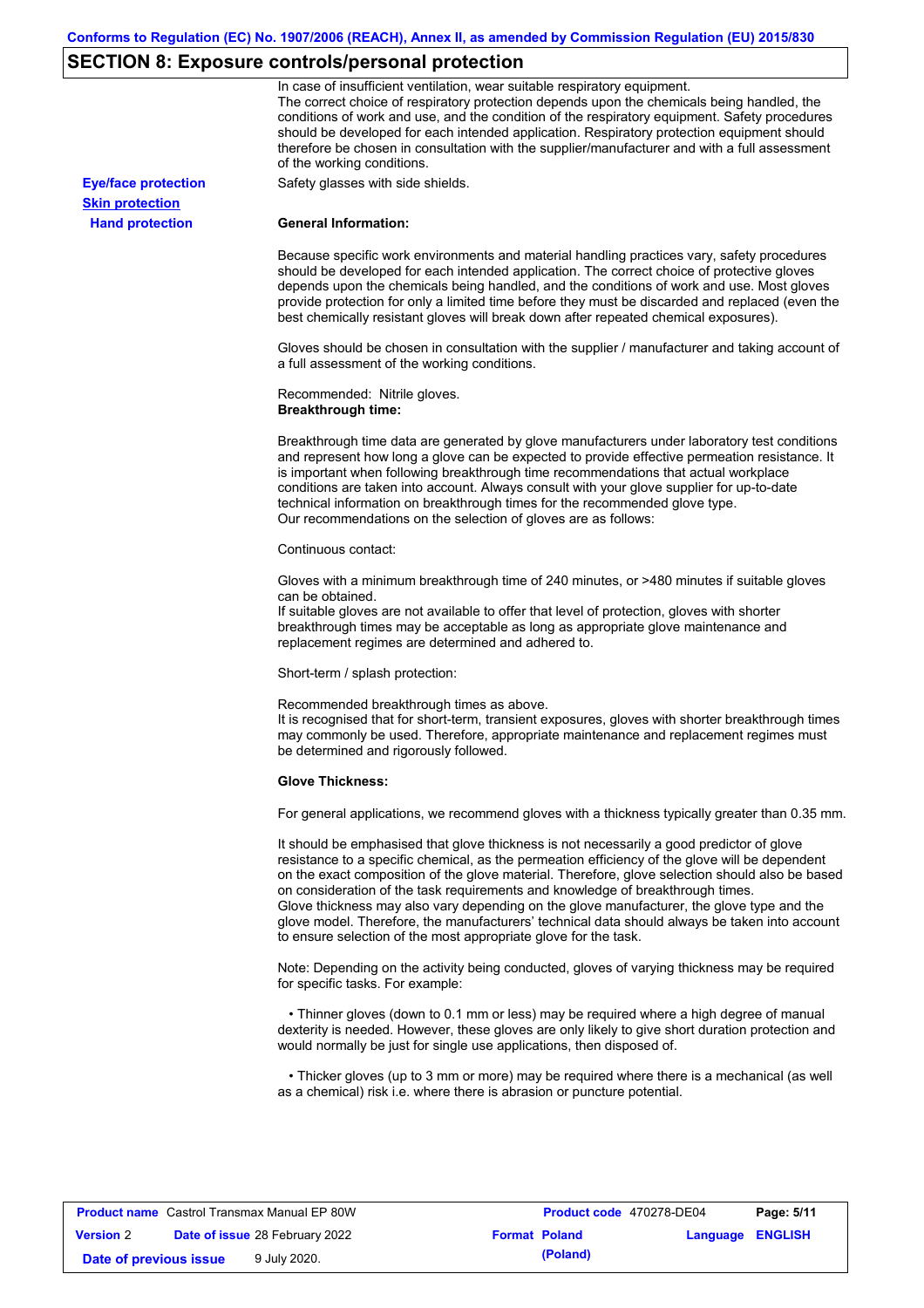## SECTION 8: Exposure controls/personal protection

In case of insufficient ventilation, wear suitable respiratory equipment.
The correct choice of respiratory protection depends upon the chemicals being handled, the conditions of work and use, and the condition of the respiratory equipment. Safety procedures should be developed for each intended application. Respiratory protection equipment should therefore be chosen in consultation with the supplier/manufacturer and with a full assessment of the working conditions.

**Eye/face protection**

Safety glasses with side shields.

**Skin protection**

**Hand protection**

**General Information:**

Because specific work environments and material handling practices vary, safety procedures should be developed for each intended application. The correct choice of protective gloves depends upon the chemicals being handled, and the conditions of work and use. Most gloves provide protection for only a limited time before they must be discarded and replaced (even the best chemically resistant gloves will break down after repeated chemical exposures).

Gloves should be chosen in consultation with the supplier / manufacturer and taking account of a full assessment of the working conditions.

Recommended: Nitrile gloves.
**Breakthrough time:**

Breakthrough time data are generated by glove manufacturers under laboratory test conditions and represent how long a glove can be expected to provide effective permeation resistance. It is important when following breakthrough time recommendations that actual workplace conditions are taken into account. Always consult with your glove supplier for up-to-date technical information on breakthrough times for the recommended glove type.
Our recommendations on the selection of gloves are as follows:

Continuous contact:

Gloves with a minimum breakthrough time of 240 minutes, or >480 minutes if suitable gloves can be obtained.
If suitable gloves are not available to offer that level of protection, gloves with shorter breakthrough times may be acceptable as long as appropriate glove maintenance and replacement regimes are determined and adhered to.

Short-term / splash protection:

Recommended breakthrough times as above.
It is recognised that for short-term, transient exposures, gloves with shorter breakthrough times may commonly be used. Therefore, appropriate maintenance and replacement regimes must be determined and rigorously followed.

**Glove Thickness:**

For general applications, we recommend gloves with a thickness typically greater than 0.35 mm.

It should be emphasised that glove thickness is not necessarily a good predictor of glove resistance to a specific chemical, as the permeation efficiency of the glove will be dependent on the exact composition of the glove material. Therefore, glove selection should also be based on consideration of the task requirements and knowledge of breakthrough times.
Glove thickness may also vary depending on the glove manufacturer, the glove type and the glove model. Therefore, the manufacturers' technical data should always be taken into account to ensure selection of the most appropriate glove for the task.

Note: Depending on the activity being conducted, gloves of varying thickness may be required for specific tasks. For example:

• Thinner gloves (down to 0.1 mm or less) may be required where a high degree of manual dexterity is needed. However, these gloves are only likely to give short duration protection and would normally be just for single use applications, then disposed of.

• Thicker gloves (up to 3 mm or more) may be required where there is a mechanical (as well as a chemical) risk i.e. where there is abrasion or puncture potential.

| **Product name** Castrol Transmax Manual EP 80W | | **Product code** 470278-DE04 | **Page: 5/11** |
|---|---|---|---|
| **Version** 2 | **Date of issue** 28 February 2022 | **Format Poland (Poland)** | **Language ENGLISH** |
| **Date of previous issue** | 9 July 2020. | | |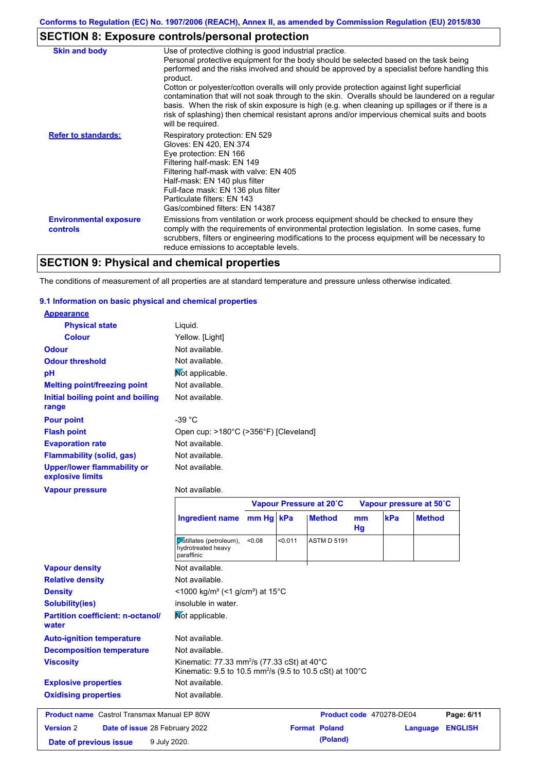## SECTION 8: Exposure controls/personal protection

| | |
|---|---|
| **Skin and body** | Use of protective clothing is good industrial practice. Personal protective equipment for the body should be selected based on the task being performed and the risks involved and should be approved by a specialist before handling this product. Cotton or polyester/cotton overalls will only provide protection against light superficial contamination that will not soak through to the skin. Overalls should be laundered on a regular basis. When the risk of skin exposure is high (e.g. when cleaning up spillages or if there is a risk of splashing) then chemical resistant aprons and/or impervious chemical suits and boots will be required. |
| **Refer to standards:** | Respiratory protection: EN 529<br>Gloves: EN 420, EN 374<br>Eye protection: EN 166<br>Filtering half-mask: EN 149<br>Filtering half-mask with valve: EN 405<br>Half-mask: EN 140 plus filter<br>Full-face mask: EN 136 plus filter<br>Particulate filters: EN 143<br>Gas/combined filters: EN 14387 |
| **Environmental exposure controls** | Emissions from ventilation or work process equipment should be checked to ensure they comply with the requirements of environmental protection legislation. In some cases, fume scrubbers, filters or engineering modifications to the process equipment will be necessary to reduce emissions to acceptable levels. |

## SECTION 9: Physical and chemical properties

The conditions of measurement of all properties are at standard temperature and pressure unless otherwise indicated.

### 9.1 Information on basic physical and chemical properties

**Appearance**

| | |
|---|---|
| **Physical state** | Liquid. |
| **Colour** | Yellow. [Light] |
| **Odour** | Not available. |
| **Odour threshold** | Not available. |
| **pH** | Not applicable. |
| **Melting point/freezing point** | Not available. |
| **Initial boiling point and boiling range** | Not available. |
| **Pour point** | -39 °C |
| **Flash point** | Open cup: >180°C (>356°F) [Cleveland] |
| **Evaporation rate** | Not available. |
| **Flammability (solid, gas)** | Not available. |
| **Upper/lower flammability or explosive limits** | Not available. |
| **Vapour pressure** | Not available. |

| | Vapour Pressure at 20˚C | | | Vapour pressure at 50˚C | | |
|---|---|---|---|---|---|---|
| **Ingredient name** | **mm Hg** | **kPa** | **Method** | **mm Hg** | **kPa** | **Method** |
| Distillates (petroleum), hydrotreated heavy paraffinic | <0.08 | <0.011 | ASTM D 5191 | | | |

| | |
|---|---|
| **Vapour density** | Not available. |
| **Relative density** | Not available. |
| **Density** | <1000 kg/m³ (<1 g/cm³) at 15°C |
| **Solubility(ies)** | insoluble in water. |
| **Partition coefficient: n-octanol/water** | Not applicable. |
| **Auto-ignition temperature** | Not available. |
| **Decomposition temperature** | Not available. |
| **Viscosity** | Kinematic: 77.33 mm²/s (77.33 cSt) at 40°C<br>Kinematic: 9.5 to 10.5 mm²/s (9.5 to 10.5 cSt) at 100°C |
| **Explosive properties** | Not available. |
| **Oxidising properties** | Not available. |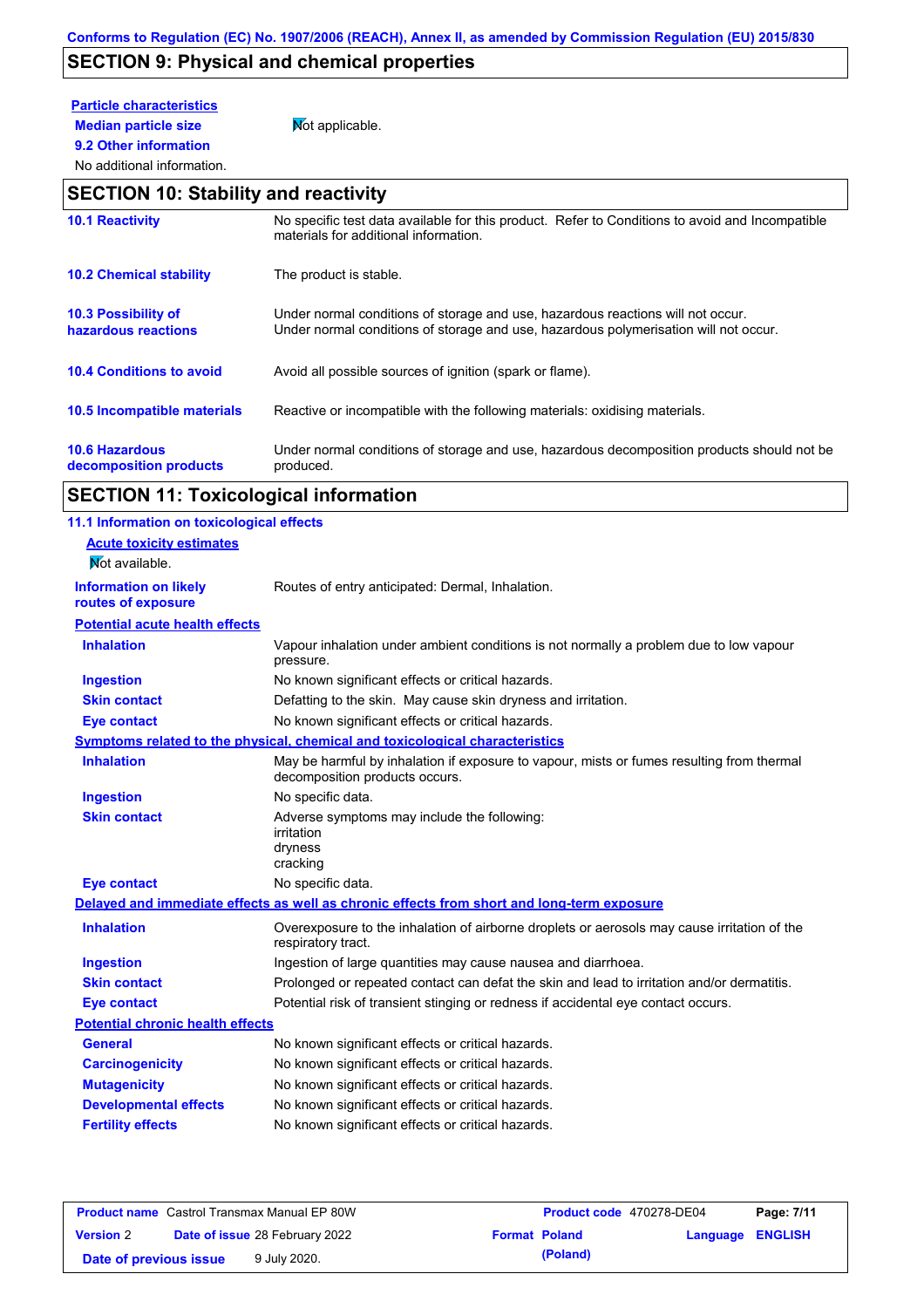## SECTION 9: Physical and chemical properties

**Particle characteristics**

| | |
|---|---|
| **Median particle size** | Not applicable. |

**9.2 Other information**

No additional information.

## SECTION 10: Stability and reactivity

| | |
|---|---|
| **10.1 Reactivity** | No specific test data available for this product. Refer to Conditions to avoid and Incompatible materials for additional information. |
| **10.2 Chemical stability** | The product is stable. |
| **10.3 Possibility of hazardous reactions** | Under normal conditions of storage and use, hazardous reactions will not occur. Under normal conditions of storage and use, hazardous polymerisation will not occur. |
| **10.4 Conditions to avoid** | Avoid all possible sources of ignition (spark or flame). |
| **10.5 Incompatible materials** | Reactive or incompatible with the following materials: oxidising materials. |
| **10.6 Hazardous decomposition products** | Under normal conditions of storage and use, hazardous decomposition products should not be produced. |

## SECTION 11: Toxicological information

### 11.1 Information on toxicological effects

**Acute toxicity estimates**

Not available.

| | |
|---|---|
| **Information on likely routes of exposure** | Routes of entry anticipated: Dermal, Inhalation. |

**Potential acute health effects**

| | |
|---|---|
| **Inhalation** | Vapour inhalation under ambient conditions is not normally a problem due to low vapour pressure. |
| **Ingestion** | No known significant effects or critical hazards. |
| **Skin contact** | Defatting to the skin. May cause skin dryness and irritation. |
| **Eye contact** | No known significant effects or critical hazards. |

**Symptoms related to the physical, chemical and toxicological characteristics**

| | |
|---|---|
| **Inhalation** | May be harmful by inhalation if exposure to vapour, mists or fumes resulting from thermal decomposition products occurs. |
| **Ingestion** | No specific data. |
| **Skin contact** | Adverse symptoms may include the following:<br>irritation<br>dryness<br>cracking |
| **Eye contact** | No specific data. |

**Delayed and immediate effects as well as chronic effects from short and long-term exposure**

| | |
|---|---|
| **Inhalation** | Overexposure to the inhalation of airborne droplets or aerosols may cause irritation of the respiratory tract. |
| **Ingestion** | Ingestion of large quantities may cause nausea and diarrhoea. |
| **Skin contact** | Prolonged or repeated contact can defat the skin and lead to irritation and/or dermatitis. |
| **Eye contact** | Potential risk of transient stinging or redness if accidental eye contact occurs. |

**Potential chronic health effects**

| | |
|---|---|
| **General** | No known significant effects or critical hazards. |
| **Carcinogenicity** | No known significant effects or critical hazards. |
| **Mutagenicity** | No known significant effects or critical hazards. |
| **Developmental effects** | No known significant effects or critical hazards. |
| **Fertility effects** | No known significant effects or critical hazards. |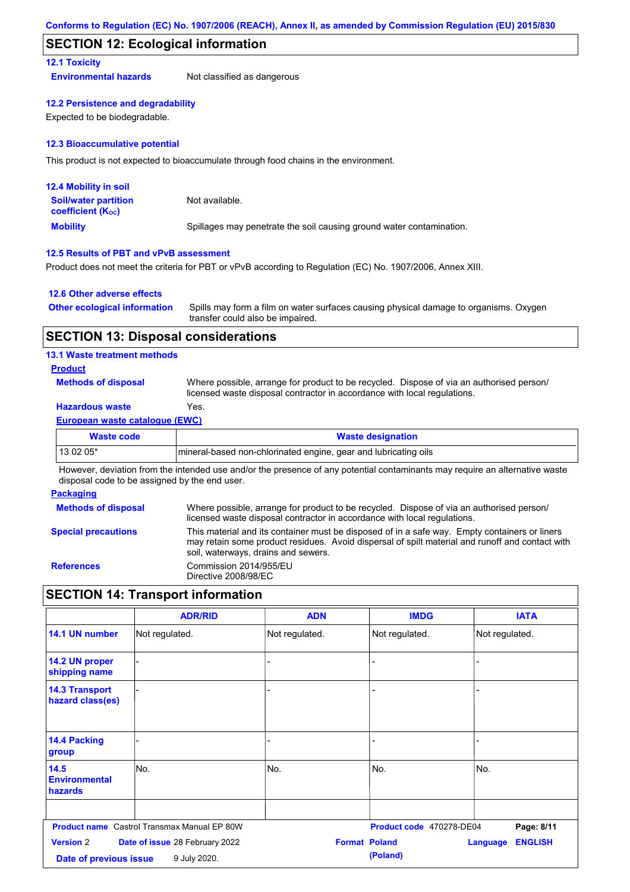Conforms to Regulation (EC) No. 1907/2006 (REACH), Annex II, as amended by Commission Regulation (EU) 2015/830

## SECTION 12: Ecological information

### 12.1 Toxicity

**Environmental hazards** Not classified as dangerous

### 12.2 Persistence and degradability

Expected to be biodegradable.

### 12.3 Bioaccumulative potential

This product is not expected to bioaccumulate through food chains in the environment.

### 12.4 Mobility in soil

**Soil/water partition coefficient ($K_{OC}$)** Not available.

**Mobility** Spillages may penetrate the soil causing ground water contamination.

### 12.5 Results of PBT and vPvB assessment

Product does not meet the criteria for PBT or vPvB according to Regulation (EC) No. 1907/2006, Annex XIII.

### 12.6 Other adverse effects

**Other ecological information** Spills may form a film on water surfaces causing physical damage to organisms. Oxygen transfer could also be impaired.

## SECTION 13: Disposal considerations

### 13.1 Waste treatment methods

**Product**

**Methods of disposal** Where possible, arrange for product to be recycled. Dispose of via an authorised person/ licensed waste disposal contractor in accordance with local regulations.

**Hazardous waste** Yes.

**European waste catalogue (EWC)**

| Waste code | Waste designation |
|---|---|
| 13 02 05* | mineral-based non-chlorinated engine, gear and lubricating oils |

However, deviation from the intended use and/or the presence of any potential contaminants may require an alternative waste disposal code to be assigned by the end user.

**Packaging**

**Methods of disposal** Where possible, arrange for product to be recycled. Dispose of via an authorised person/ licensed waste disposal contractor in accordance with local regulations.

**Special precautions** This material and its container must be disposed of in a safe way. Empty containers or liners may retain some product residues. Avoid dispersal of spilt material and runoff and contact with soil, waterways, drains and sewers.

**References** Commission 2014/955/EU
Directive 2008/98/EC

## SECTION 14: Transport information

| | ADR/RID | ADN | IMDG | IATA |
|---|---|---|---|---|
| **14.1 UN number** | Not regulated. | Not regulated. | Not regulated. | Not regulated. |
| **14.2 UN proper shipping name** | - | - | - | - |
| **14.3 Transport hazard class(es)** | - | - | - | - |
| **14.4 Packing group** | - | - | - | - |
| **14.5 Environmental hazards** | No. | No. | No. | No. |
| | | | | |

**Product name** Castrol Transmax Manual EP 80W | **Product code** 470278-DE04 | **Version** 2 | **Date of issue** 28 February 2022 | **Format** Poland (Poland) | **Language** ENGLISH | **Date of previous issue** 9 July 2020.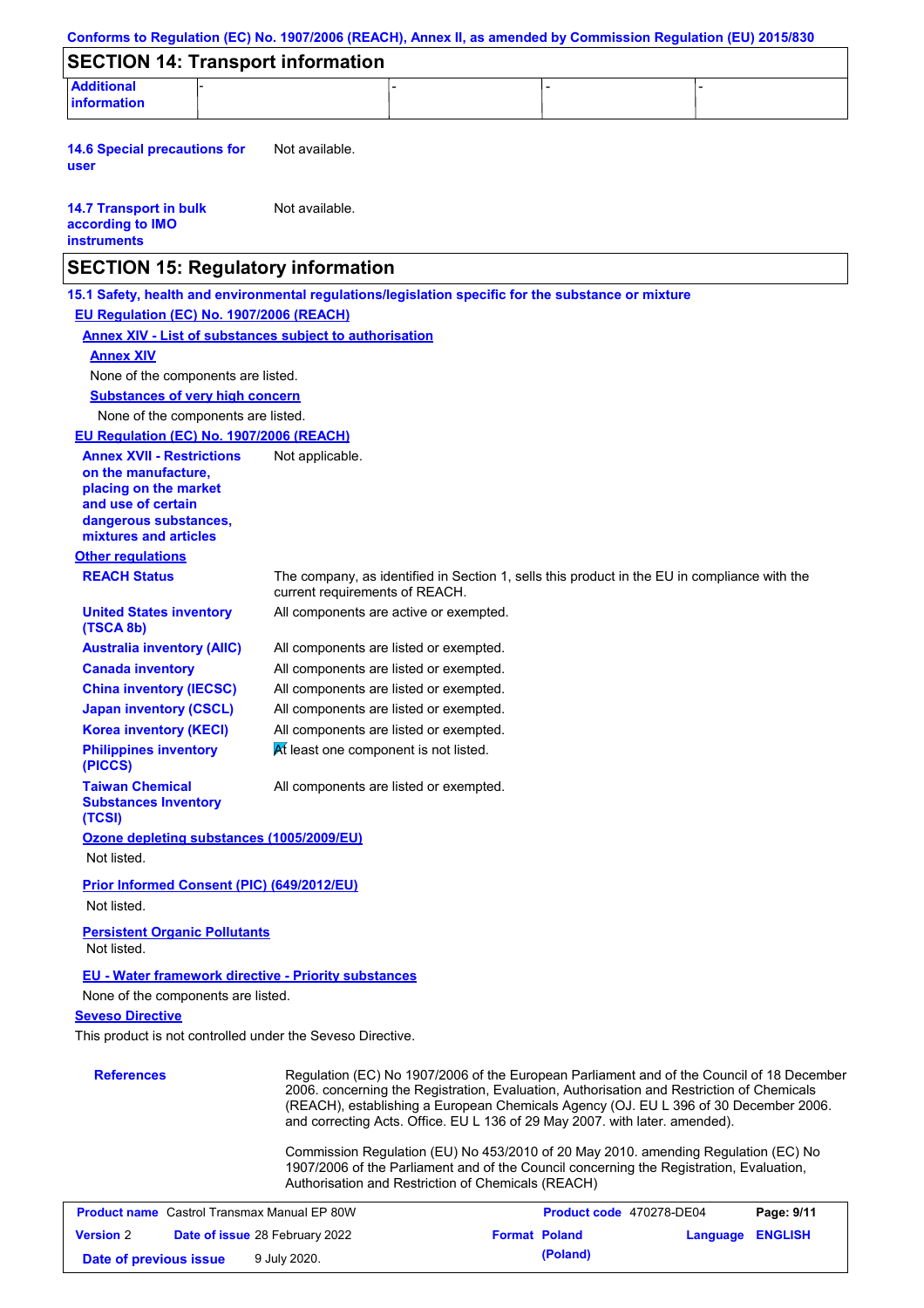## SECTION 14: Transport information

| Additional information | - | - | - | - |
|---|---|---|---|---|

**14.6 Special precautions for user** Not available.

**14.7 Transport in bulk according to IMO instruments** Not available.

## SECTION 15: Regulatory information

**15.1 Safety, health and environmental regulations/legislation specific for the substance or mixture**

**EU Regulation (EC) No. 1907/2006 (REACH)**

**Annex XIV - List of substances subject to authorisation**

**Annex XIV**

None of the components are listed.

**Substances of very high concern**

None of the components are listed.

**EU Regulation (EC) No. 1907/2006 (REACH)**

**Annex XVII - Restrictions on the manufacture, placing on the market and use of certain dangerous substances, mixtures and articles** Not applicable.

**Other regulations**

| | |
|---|---|
| **REACH Status** | The company, as identified in Section 1, sells this product in the EU in compliance with the current requirements of REACH. |
| **United States inventory (TSCA 8b)** | All components are active or exempted. |
| **Australia inventory (AIIC)** | All components are listed or exempted. |
| **Canada inventory** | All components are listed or exempted. |
| **China inventory (IECSC)** | All components are listed or exempted. |
| **Japan inventory (CSCL)** | All components are listed or exempted. |
| **Korea inventory (KECI)** | All components are listed or exempted. |
| **Philippines inventory (PICCS)** | At least one component is not listed. |
| **Taiwan Chemical Substances Inventory (TCSI)** | All components are listed or exempted. |

**Ozone depleting substances (1005/2009/EU)**

Not listed.

**Prior Informed Consent (PIC) (649/2012/EU)**

Not listed.

**Persistent Organic Pollutants**

Not listed.

**EU - Water framework directive - Priority substances**

None of the components are listed.

**Seveso Directive**

This product is not controlled under the Seveso Directive.

**References** Regulation (EC) No 1907/2006 of the European Parliament and of the Council of 18 December 2006. concerning the Registration, Evaluation, Authorisation and Restriction of Chemicals (REACH), establishing a European Chemicals Agency (OJ. EU L 396 of 30 December 2006. and correcting Acts. Office. EU L 136 of 29 May 2007. with later. amended).

Commission Regulation (EU) No 453/2010 of 20 May 2010. amending Regulation (EC) No 1907/2006 of the Parliament and of the Council concerning the Registration, Evaluation, Authorisation and Restriction of Chemicals (REACH)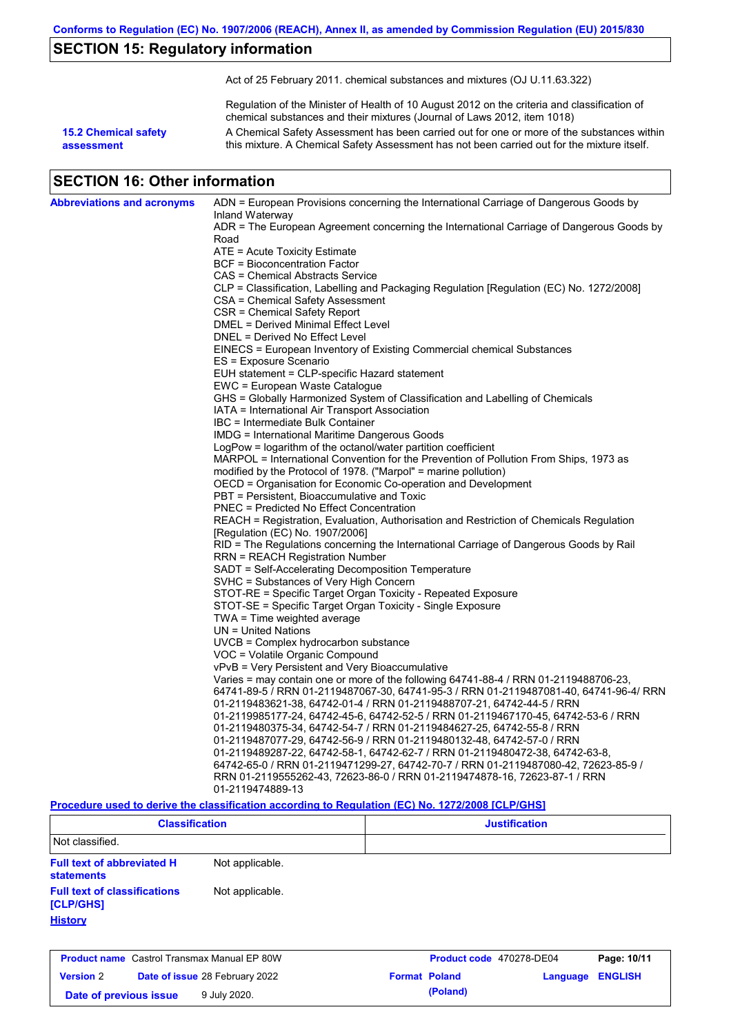## SECTION 15: Regulatory information

Act of 25 February 2011. chemical substances and mixtures (OJ U.11.63.322)

Regulation of the Minister of Health of 10 August 2012 on the criteria and classification of chemical substances and their mixtures (Journal of Laws 2012, item 1018)

**15.2 Chemical safety assessment**

A Chemical Safety Assessment has been carried out for one or more of the substances within this mixture. A Chemical Safety Assessment has not been carried out for the mixture itself.

## SECTION 16: Other information

**Abbreviations and acronyms**

ADN = European Provisions concerning the International Carriage of Dangerous Goods by Inland Waterway
ADR = The European Agreement concerning the International Carriage of Dangerous Goods by Road
ATE = Acute Toxicity Estimate
BCF = Bioconcentration Factor
CAS = Chemical Abstracts Service
CLP = Classification, Labelling and Packaging Regulation [Regulation (EC) No. 1272/2008]
CSA = Chemical Safety Assessment
CSR = Chemical Safety Report
DMEL = Derived Minimal Effect Level
DNEL = Derived No Effect Level
EINECS = European Inventory of Existing Commercial chemical Substances
ES = Exposure Scenario
EUH statement = CLP-specific Hazard statement
EWC = European Waste Catalogue
GHS = Globally Harmonized System of Classification and Labelling of Chemicals
IATA = International Air Transport Association
IBC = Intermediate Bulk Container
IMDG = International Maritime Dangerous Goods
LogPow = logarithm of the octanol/water partition coefficient
MARPOL = International Convention for the Prevention of Pollution From Ships, 1973 as modified by the Protocol of 1978. ("Marpol" = marine pollution)
OECD = Organisation for Economic Co-operation and Development
PBT = Persistent, Bioaccumulative and Toxic
PNEC = Predicted No Effect Concentration
REACH = Registration, Evaluation, Authorisation and Restriction of Chemicals Regulation [Regulation (EC) No. 1907/2006]
RID = The Regulations concerning the International Carriage of Dangerous Goods by Rail
RRN = REACH Registration Number
SADT = Self-Accelerating Decomposition Temperature
SVHC = Substances of Very High Concern
STOT-RE = Specific Target Organ Toxicity - Repeated Exposure
STOT-SE = Specific Target Organ Toxicity - Single Exposure
TWA = Time weighted average
UN = United Nations
UVCB = Complex hydrocarbon substance
VOC = Volatile Organic Compound
vPvB = Very Persistent and Very Bioaccumulative
Varies = may contain one or more of the following 64741-88-4 / RRN 01-2119488706-23, 64741-89-5 / RRN 01-2119487067-30, 64741-95-3 / RRN 01-2119487081-40, 64741-96-4/ RRN 01-2119483621-38, 64742-01-4 / RRN 01-2119488707-21, 64742-44-5 / RRN 01-2119985177-24, 64742-45-6, 64742-52-5 / RRN 01-2119467170-45, 64742-53-6 / RRN 01-2119480375-34, 64742-54-7 / RRN 01-2119484627-25, 64742-55-8 / RRN 01-2119487077-29, 64742-56-9 / RRN 01-2119480132-48, 64742-57-0 / RRN 01-2119489287-22, 64742-58-1, 64742-62-7 / RRN 01-2119480472-38, 64742-63-8, 64742-65-0 / RRN 01-2119471299-27, 64742-70-7 / RRN 01-2119487080-42, 72623-85-9 / RRN 01-2119555262-43, 72623-86-0 / RRN 01-2119474878-16, 72623-87-1 / RRN 01-2119474889-13

**Procedure used to derive the classification according to Regulation (EC) No. 1272/2008 [CLP/GHS]**

| Classification | Justification |
|---|---|
| Not classified. | |

**Full text of abbreviated H statements**: Not applicable.

**Full text of classifications [CLP/GHS]**: Not applicable.

**History**

| Product name Castrol Transmax Manual EP 80W | Product code 470278-DE04 | Page: 10/11 |
|---|---|---|
| Version 2 &nbsp; Date of issue 28 February 2022 | Format Poland (Poland) | Language ENGLISH |
| Date of previous issue 9 July 2020. | | |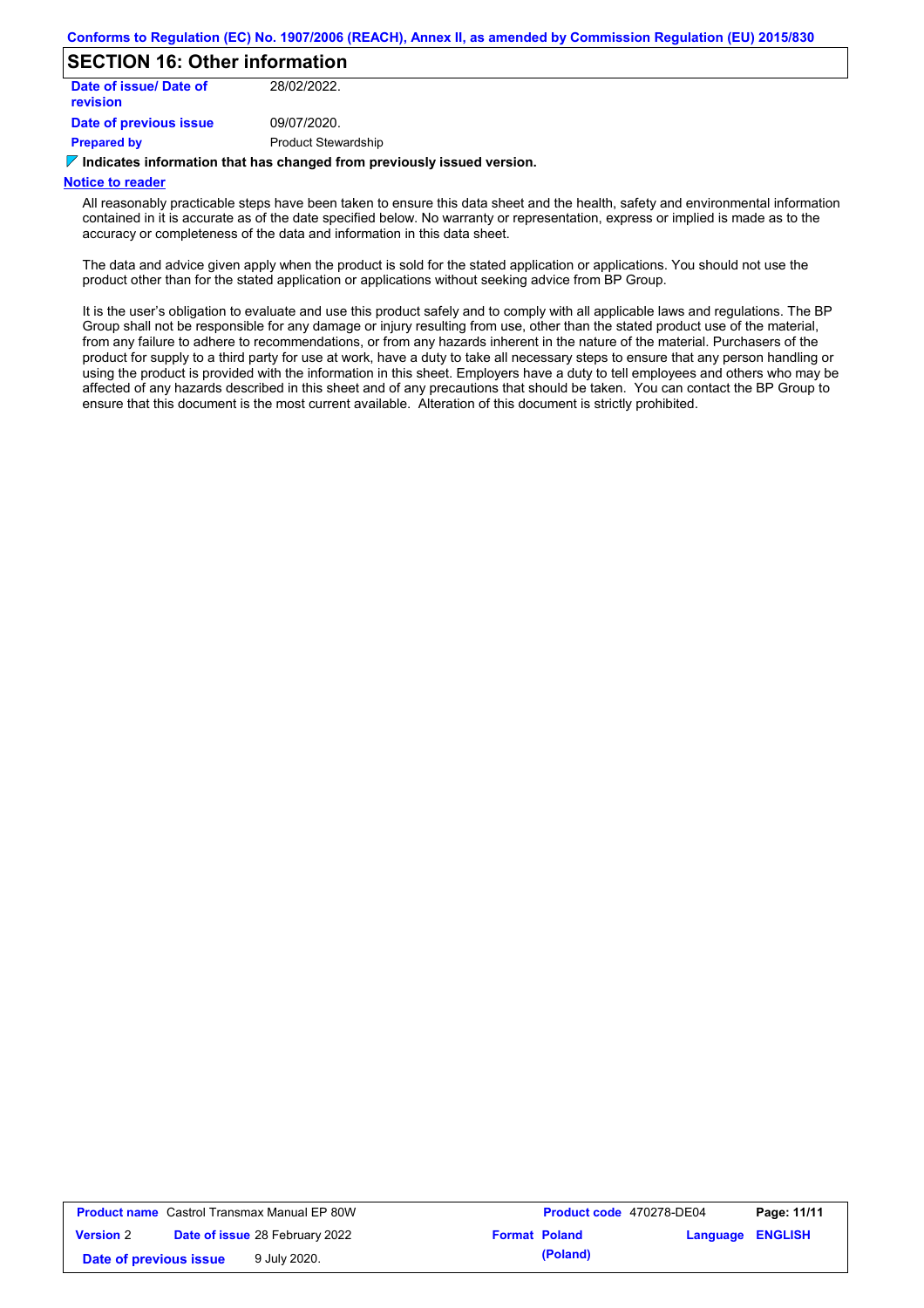## SECTION 16: Other information

| | |
|---|---|
| **Date of issue/ Date of revision** | 28/02/2022. |
| **Date of previous issue** | 09/07/2020. |
| **Prepared by** | Product Stewardship |

**Indicates information that has changed from previously issued version.**

**Notice to reader**

All reasonably practicable steps have been taken to ensure this data sheet and the health, safety and environmental information contained in it is accurate as of the date specified below. No warranty or representation, express or implied is made as to the accuracy or completeness of the data and information in this data sheet.

The data and advice given apply when the product is sold for the stated application or applications. You should not use the product other than for the stated application or applications without seeking advice from BP Group.

It is the user's obligation to evaluate and use this product safely and to comply with all applicable laws and regulations. The BP Group shall not be responsible for any damage or injury resulting from use, other than the stated product use of the material, from any failure to adhere to recommendations, or from any hazards inherent in the nature of the material. Purchasers of the product for supply to a third party for use at work, have a duty to take all necessary steps to ensure that any person handling or using the product is provided with the information in this sheet. Employers have a duty to tell employees and others who may be affected of any hazards described in this sheet and of any precautions that should be taken. You can contact the BP Group to ensure that this document is the most current available. Alteration of this document is strictly prohibited.